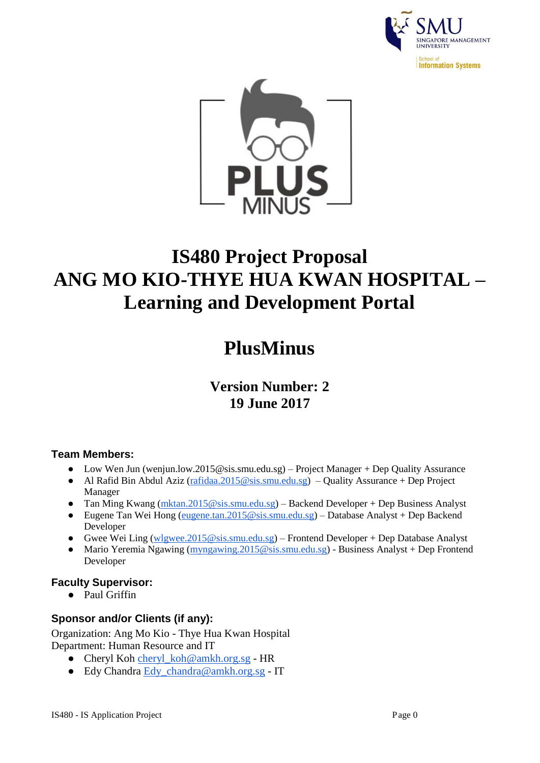# IS480 Project Proposal
# ANG MO KIO-THYE HUA KWAN HOSPITAL – Learning and Development Portal

# PlusMinus

### Version Number: 2
### 19 June 2017

**Team Members:**

- Low Wen Jun (wenjun.low.2015@sis.smu.edu.sg) – Project Manager + Dep Quality Assurance
- Al Rafid Bin Abdul Aziz (rafidaa.2015@sis.smu.edu.sg) – Quality Assurance + Dep Project Manager
- Tan Ming Kwang (mktan.2015@sis.smu.edu.sg) – Backend Developer + Dep Business Analyst
- Eugene Tan Wei Hong (eugene.tan.2015@sis.smu.edu.sg) – Database Analyst + Dep Backend Developer
- Gwee Wei Ling (wlgwee.2015@sis.smu.edu.sg) – Frontend Developer + Dep Database Analyst
- Mario Yeremia Ngawing (myngawing.2015@sis.smu.edu.sg) - Business Analyst + Dep Frontend Developer

**Faculty Supervisor:**

- Paul Griffin

**Sponsor and/or Clients (if any):**

Organization: Ang Mo Kio - Thye Hua Kwan Hospital
Department: Human Resource and IT

- Cheryl Koh cheryl_koh@amkh.org.sg - HR
- Edy Chandra Edy_chandra@amkh.org.sg - IT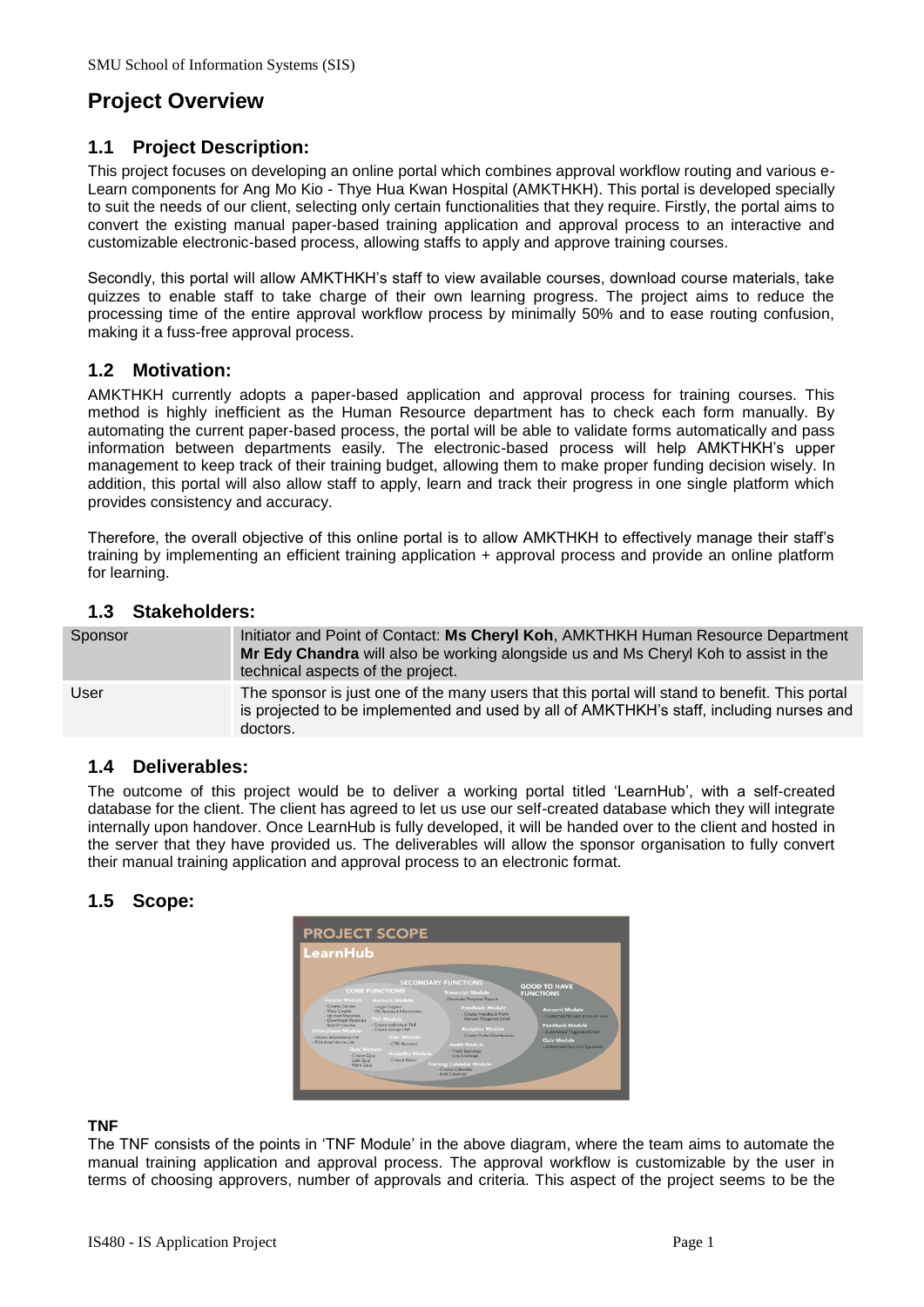# Project Overview

## 1.1 Project Description:

This project focuses on developing an online portal which combines approval workflow routing and various e-Learn components for Ang Mo Kio - Thye Hua Kwan Hospital (AMKTHKH). This portal is developed specially to suit the needs of our client, selecting only certain functionalities that they require. Firstly, the portal aims to convert the existing manual paper-based training application and approval process to an interactive and customizable electronic-based process, allowing staffs to apply and approve training courses.

Secondly, this portal will allow AMKTHKH's staff to view available courses, download course materials, take quizzes to enable staff to take charge of their own learning progress. The project aims to reduce the processing time of the entire approval workflow process by minimally 50% and to ease routing confusion, making it a fuss-free approval process.

## 1.2 Motivation:

AMKTHKH currently adopts a paper-based application and approval process for training courses. This method is highly inefficient as the Human Resource department has to check each form manually. By automating the current paper-based process, the portal will be able to validate forms automatically and pass information between departments easily. The electronic-based process will help AMKTHKH's upper management to keep track of their training budget, allowing them to make proper funding decision wisely. In addition, this portal will also allow staff to apply, learn and track their progress in one single platform which provides consistency and accuracy.

Therefore, the overall objective of this online portal is to allow AMKTHKH to effectively manage their staff's training by implementing an efficient training application + approval process and provide an online platform for learning.

## 1.3 Stakeholders:

| | |
|---|---|
| Sponsor | Initiator and Point of Contact: **Ms Cheryl Koh**, AMKTHKH Human Resource Department **Mr Edy Chandra** will also be working alongside us and Ms Cheryl Koh to assist in the technical aspects of the project. |
| User | The sponsor is just one of the many users that this portal will stand to benefit. This portal is projected to be implemented and used by all of AMKTHKH's staff, including nurses and doctors. |

## 1.4 Deliverables:

The outcome of this project would be to deliver a working portal titled 'LearnHub', with a self-created database for the client. The client has agreed to let us use our self-created database which they will integrate internally upon handover. Once LearnHub is fully developed, it will be handed over to the client and hosted in the server that they have provided us. The deliverables will allow the sponsor organisation to fully convert their manual training application and approval process to an electronic format.

## 1.5 Scope:

**TNF**

The TNF consists of the points in 'TNF Module' in the above diagram, where the team aims to automate the manual training application and approval process. The approval workflow is customizable by the user in terms of choosing approvers, number of approvals and criteria. This aspect of the project seems to be the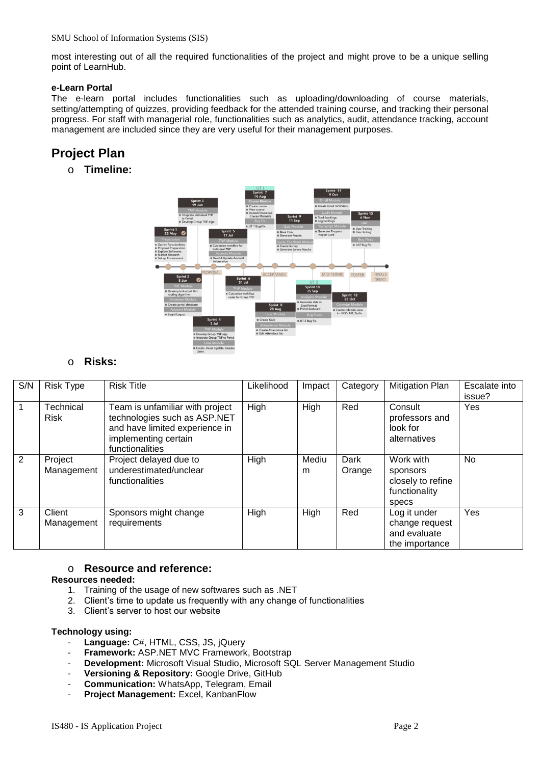most interesting out of all the required functionalities of the project and might prove to be a unique selling point of LearnHub.

**e-Learn Portal**

The e-learn portal includes functionalities such as uploading/downloading of course materials, setting/attempting of quizzes, providing feedback for the attended training course, and tracking their personal progress. For staff with managerial role, functionalities such as analytics, audit, attendance tracking, account management are included since they are very useful for their management purposes.

# Project Plan

- **Timeline:**

Sprint 1 22 May
Preparation
Gather Functionalities
Proposal Preparation
Explore Softwares
Market Research
Set up Environment

Sprint 2 5 Jun
TNF Module
Develop Individual TNF routing algorithm
Database Module
Create portal database
Account Module
Login/Logout

Sprint 3 19 Jun
TNF Module
Integrate Individual TNF to Portal
Develop Group TNF algo

PROPOSAL

Sprint 4 3 Jul
TNF Module
Develop Group TNF algo
Integrate Group TNF to Portal
User Module
Create, Read, Update, Disable Users

Sprint 5 17 Jul
TNF Module
Customize workflow for individual TNF
Account Module
Read & Update Account Information

Sprint 6 31 Jul
TNF Module
Customize workflow route for Group TNF

UT 1
Sprint 7 14 Aug
Course Module
Create course
View course
Upload/Download Course Materials
Bug Fix
UT 1 Bug Fix

ACCEPTANCE

Sprint 8 28 Aug
Quiz Module
Create Quiz
Attendance Module
Create Attendance list
Edit Attendance list

Sprint 9 11 Sep
Quiz Module
Mark Quiz
Generate Results
Course Feedback Module
Create Survey
Generate Survey Results

UT 2
Sprint 10 25 Sep
Analytics Module
Generate data in Excel format
Portal dashboard
Bug Fixes
UT 2 Bug Fix

Sprint 11 9 Oct
Email Module
Create Email reminders
Audit Module
Track backlogs
Log backlogs
Transcript Module
Generate Progress Report Card

MID-TERMS

Sprint 12 23 Oct
Calendar Module
Create calendar view for HOD, HR, Staffs

POSTER

Sprint 13 6 Nov
UAT
User Training
User Testing
Bug Fixes
UAT Bug Fix

FINALS DEMO

- **Risks:**

| S/N | Risk Type | Risk Title | Likelihood | Impact | Category | Mitigation Plan | Escalate into issue? |
|---|---|---|---|---|---|---|---|
| 1 | Technical Risk | Team is unfamiliar with project technologies such as ASP.NET and have limited experience in implementing certain functionalities | High | High | Red | Consult professors and look for alternatives | Yes |
| 2 | Project Management | Project delayed due to underestimated/unclear functionalities | High | Medium | Dark Orange | Work with sponsors closely to refine functionality specs | No |
| 3 | Client Management | Sponsors might change requirements | High | High | Red | Log it under change request and evaluate the importance | Yes |

- **Resource and reference:**

**Resources needed:**

1. Training of the usage of new softwares such as .NET
2. Client's time to update us frequently with any change of functionalities
3. Client's server to host our website

**Technology using:**

- **Language:** C#, HTML, CSS, JS, jQuery
- **Framework:** ASP.NET MVC Framework, Bootstrap
- **Development:** Microsoft Visual Studio, Microsoft SQL Server Management Studio
- **Versioning & Repository:** Google Drive, GitHub
- **Communication:** WhatsApp, Telegram, Email
- **Project Management:** Excel, KanbanFlow